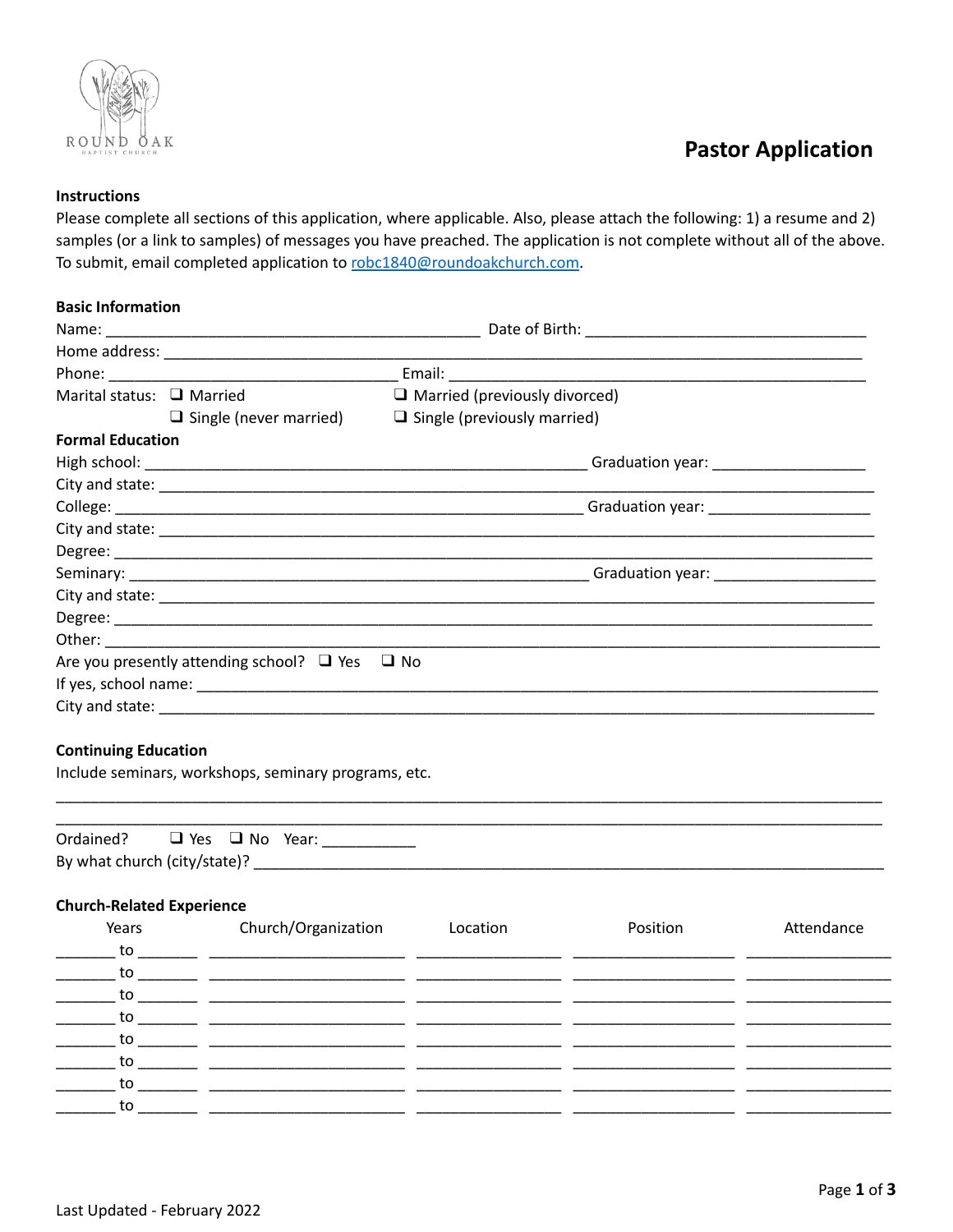ROUND OAK
BAPTIST CHURCH

# Pastor Application

**Instructions**

Please complete all sections of this application, where applicable. Also, please attach the following: 1) a resume and 2) samples (or a link to samples) of messages you have preached. The application is not complete without all of the above. To submit, email completed application to robc1840@roundoakchurch.com.

**Basic Information**

Name: ____________________________________________ Date of Birth: _________________________________

Home address: __________________________________________________________________________________

Phone: __________________________________ Email: _____________________________________________

Marital status: ❑ Married ❑ Married (previously divorced)

❑ Single (never married) ❑ Single (previously married)

**Formal Education**

High school: ____________________________________________________ Graduation year: __________________

City and state: ____________________________________________________________________________________

College: _______________________________________________________ Graduation year: ___________________

City and state: ____________________________________________________________________________________

Degree: __________________________________________________________________________________________

Seminary: _______________________________________________________ Graduation year: ___________________

City and state: ____________________________________________________________________________________

Degree: __________________________________________________________________________________________

Other: ___________________________________________________________________________________________

Are you presently attending school? ❑ Yes ❑ No

If yes, school name: ________________________________________________________________________________

City and state: ____________________________________________________________________________________

**Continuing Education**

Include seminars, workshops, seminary programs, etc.

__________________________________________________________________________________________________

__________________________________________________________________________________________________

Ordained? ❑ Yes ❑ No Year: ___________

By what church (city/state)? ___________________________________________________________________________

**Church-Related Experience**

| Years | Church/Organization | Location | Position | Attendance |
|---|---|---|---|---|
| _______ to _______ | | | | |
| _______ to _______ | | | | |
| _______ to _______ | | | | |
| _______ to _______ | | | | |
| _______ to _______ | | | | |
| _______ to _______ | | | | |
| _______ to _______ | | | | |
| _______ to _______ | | | | |

Last Updated - February 2022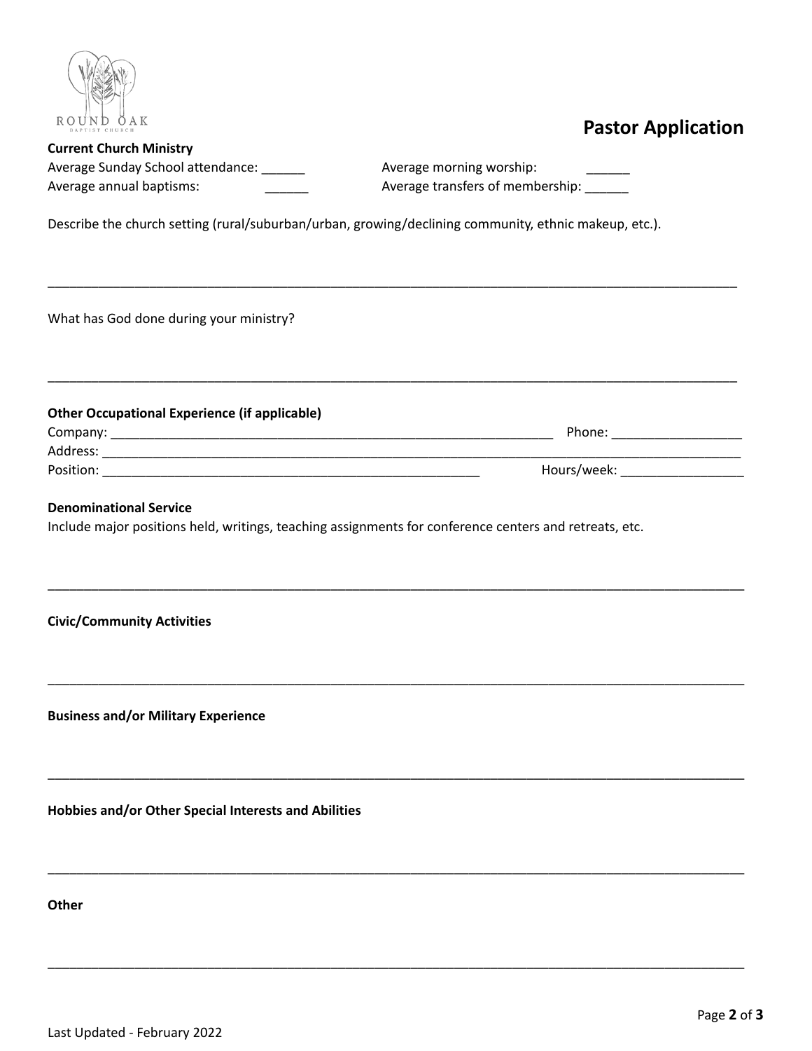# Pastor Application

**Current Church Ministry**

Average Sunday School attendance: ______
Average morning worship: ______
Average annual baptisms: ______
Average transfers of membership: ______

Describe the church setting (rural/suburban/urban, growing/declining community, ethnic makeup, etc.).

_______________________________________________________________________________________________

What has God done during your ministry?

_______________________________________________________________________________________________

**Other Occupational Experience (if applicable)**

Company: ____________________________________________________________ Phone: __________________
Address: _______________________________________________________________________________________
Position: ___________________________________________________ Hours/week: _________________

**Denominational Service**

Include major positions held, writings, teaching assignments for conference centers and retreats, etc.

_______________________________________________________________________________________________

**Civic/Community Activities**

_______________________________________________________________________________________________

**Business and/or Military Experience**

_______________________________________________________________________________________________

**Hobbies and/or Other Special Interests and Abilities**

_______________________________________________________________________________________________

**Other**

_______________________________________________________________________________________________

Last Updated - February 2022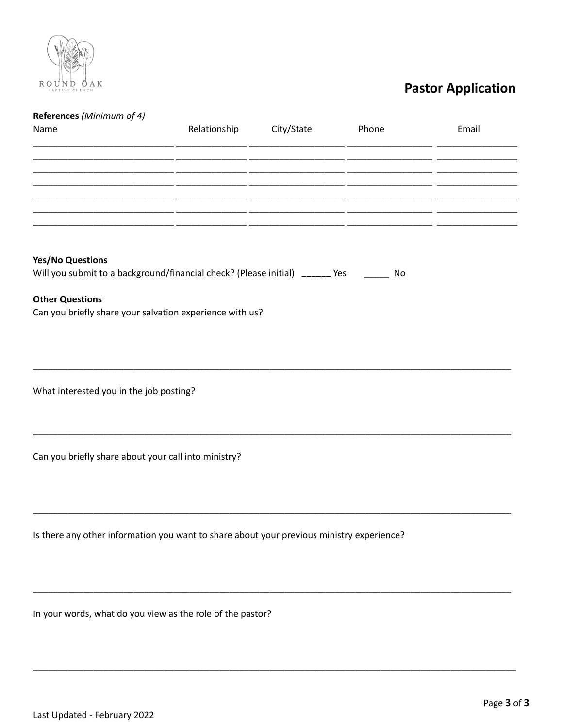ROUND OAK
BAPTIST CHURCH

# Pastor Application

**References** *(Minimum of 4)*

| Name | Relationship | City/State | Phone | Email |
|---|---|---|---|---|
| | | | | |
| | | | | |
| | | | | |
| | | | | |
| | | | | |
| | | | | |
| | | | | |

**Yes/No Questions**

Will you submit to a background/financial check? (Please initial) ______ Yes _____ No

**Other Questions**

Can you briefly share your salvation experience with us?

_______________________________________________________________________________

What interested you in the job posting?

_______________________________________________________________________________

Can you briefly share about your call into ministry?

_______________________________________________________________________________

Is there any other information you want to share about your previous ministry experience?

_______________________________________________________________________________

In your words, what do you view as the role of the pastor?

_______________________________________________________________________________

Last Updated - February 2022